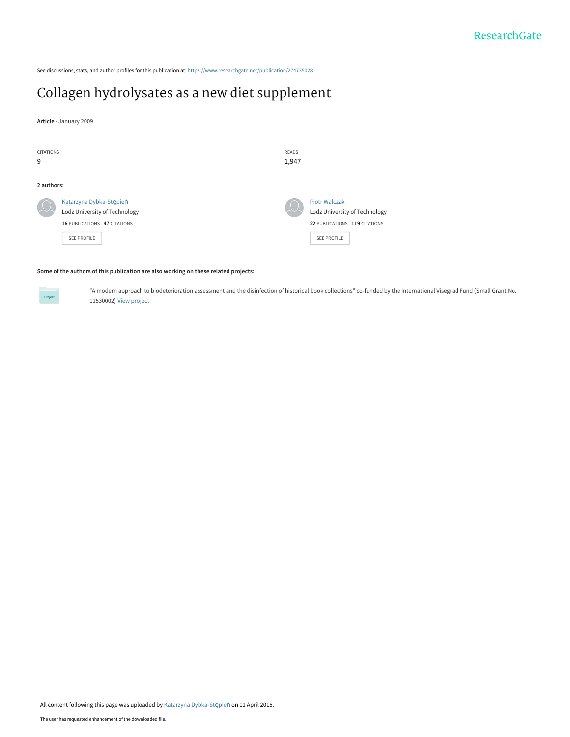See discussions, stats, and author profiles for this publication at: https://www.researchgate.net/publication/274735028

# Collagen hydrolysates as a new diet supplement

**Article** · January 2009

| CITATIONS | READS |
|---|---|
| 9 | 1,947 |

**2 authors:**

**Katarzyna Dybka-Stępień**
Lodz University of Technology
**16** PUBLICATIONS **47** CITATIONS
SEE PROFILE

**Piotr Walczak**
Lodz University of Technology
**22** PUBLICATIONS **119** CITATIONS
SEE PROFILE

**Some of the authors of this publication are also working on these related projects:**

Project: "A modern approach to biodeterioration assessment and the disinfection of historical book collections" co-funded by the International Visegrad Fund (Small Grant No. 11530002) View project

All content following this page was uploaded by Katarzyna Dybka-Stępień on 11 April 2015.

The user has requested enhancement of the downloaded file.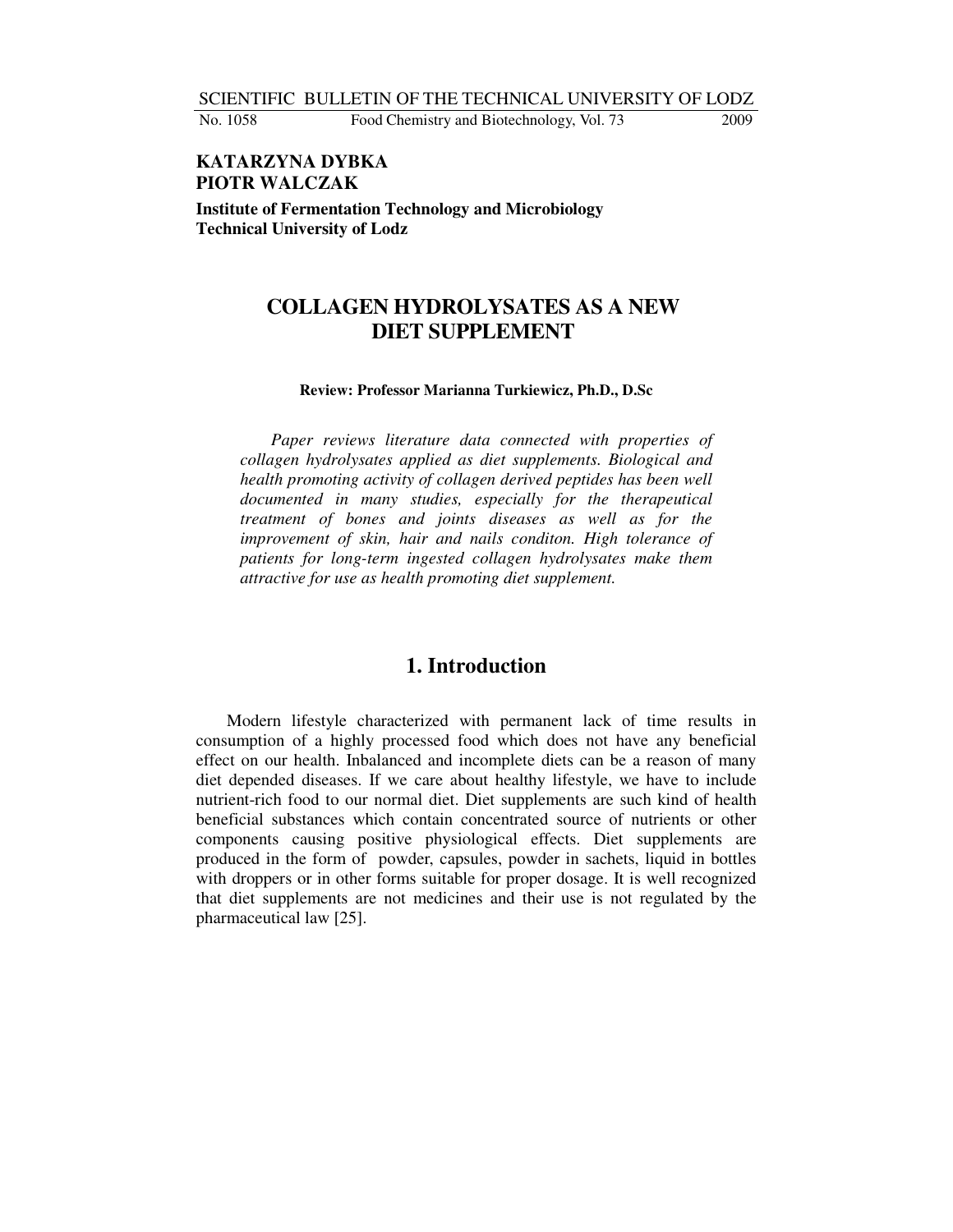**KATARZYNA DYBKA**
**PIOTR WALCZAK**

**Institute of Fermentation Technology and Microbiology**
**Technical University of Lodz**

# COLLAGEN HYDROLYSATES AS A NEW DIET SUPPLEMENT

**Review: Professor Marianna Turkiewicz, Ph.D., D.Sc**

*Paper reviews literature data connected with properties of collagen hydrolysates applied as diet supplements. Biological and health promoting activity of collagen derived peptides has been well documented in many studies, especially for the therapeutical treatment of bones and joints diseases as well as for the improvement of skin, hair and nails conditon. High tolerance of patients for long-term ingested collagen hydrolysates make them attractive for use as health promoting diet supplement.*

## 1. Introduction

Modern lifestyle characterized with permanent lack of time results in consumption of a highly processed food which does not have any beneficial effect on our health. Inbalanced and incomplete diets can be a reason of many diet depended diseases. If we care about healthy lifestyle, we have to include nutrient-rich food to our normal diet. Diet supplements are such kind of health beneficial substances which contain concentrated source of nutrients or other components causing positive physiological effects. Diet supplements are produced in the form of powder, capsules, powder in sachets, liquid in bottles with droppers or in other forms suitable for proper dosage. It is well recognized that diet supplements are not medicines and their use is not regulated by the pharmaceutical law [25].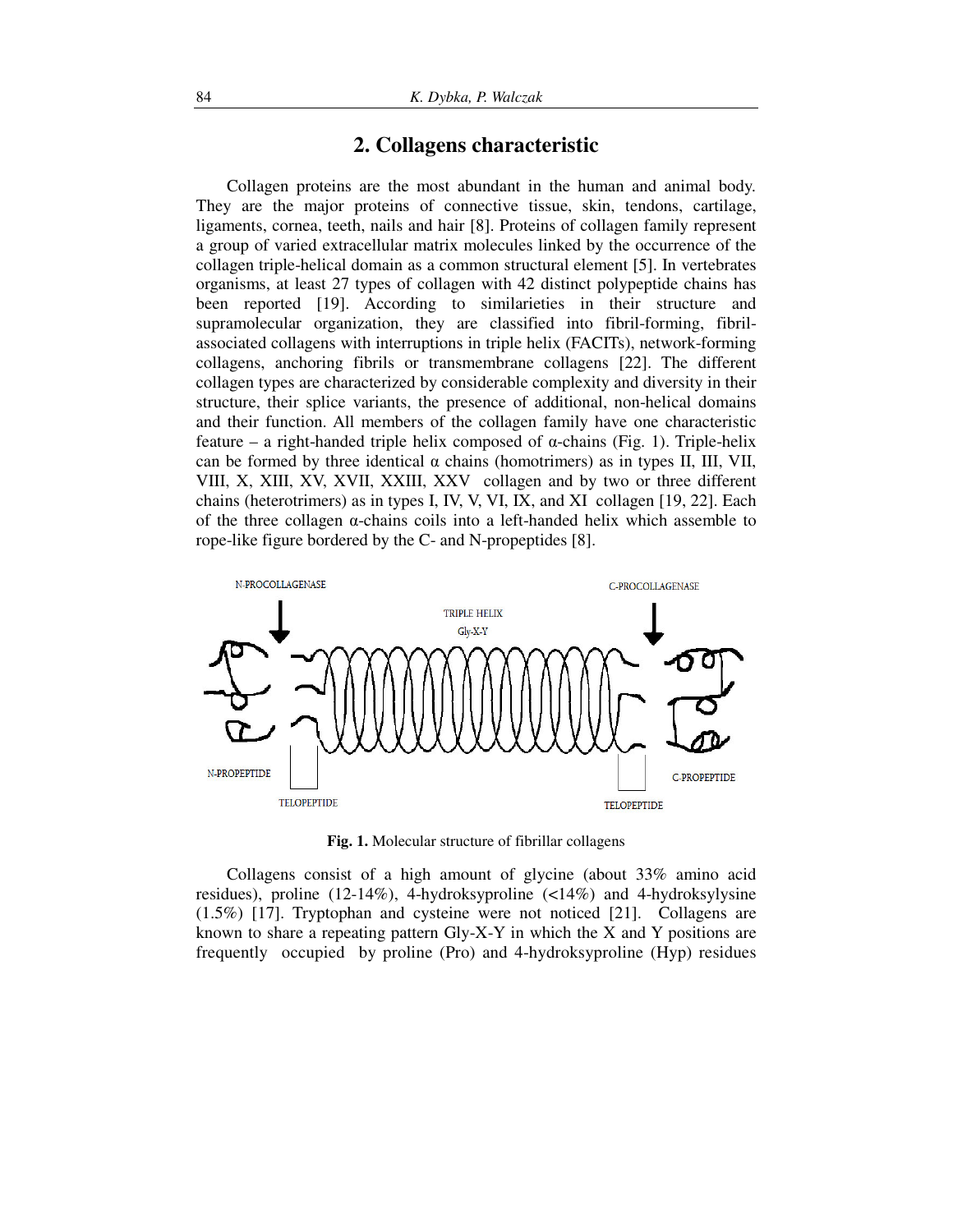## 2. Collagens characteristic

Collagen proteins are the most abundant in the human and animal body. They are the major proteins of connective tissue, skin, tendons, cartilage, ligaments, cornea, teeth, nails and hair [8]. Proteins of collagen family represent a group of varied extracellular matrix molecules linked by the occurrence of the collagen triple-helical domain as a common structural element [5]. In vertebrates organisms, at least 27 types of collagen with 42 distinct polypeptide chains has been reported [19]. According to similarieties in their structure and supramolecular organization, they are classified into fibril-forming, fibril-associated collagens with interruptions in triple helix (FACITs), network-forming collagens, anchoring fibrils or transmembrane collagens [22]. The different collagen types are characterized by considerable complexity and diversity in their structure, their splice variants, the presence of additional, non-helical domains and their function. All members of the collagen family have one characteristic feature – a right-handed triple helix composed of α-chains (Fig. 1). Triple-helix can be formed by three identical α chains (homotrimers) as in types II, III, VII, VIII, X, XIII, XV, XVII, XXIII, XXV collagen and by two or three different chains (heterotrimers) as in types I, IV, V, VI, IX, and XI collagen [19, 22]. Each of the three collagen α-chains coils into a left-handed helix which assemble to rope-like figure bordered by the C- and N-propeptides [8].

N-PROCOLLAGENASE

C-PROCOLLAGENASE

TRIPLE HELIX

Gly-X-Y

N-PROPEPTIDE

TELOPEPTIDE

TELOPEPTIDE

C-PROPEPTIDE

**Fig. 1.** Molecular structure of fibrillar collagens

Collagens consist of a high amount of glycine (about 33% amino acid residues), proline (12-14%), 4-hydroksyproline (<14%) and 4-hydroksylysine (1.5%) [17]. Tryptophan and cysteine were not noticed [21]. Collagens are known to share a repeating pattern Gly-X-Y in which the X and Y positions are frequently occupied by proline (Pro) and 4-hydroksyproline (Hyp) residues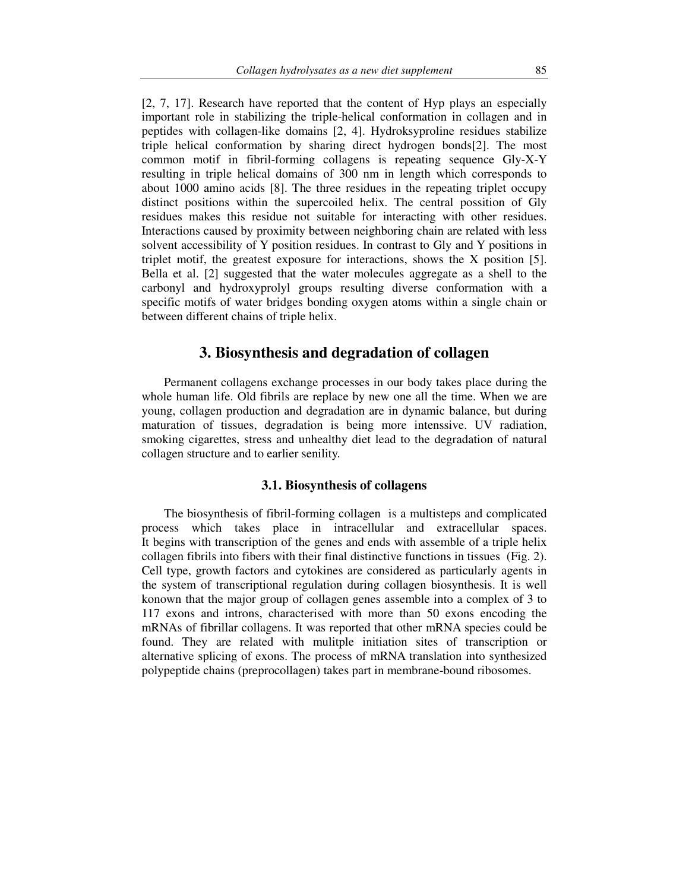[2, 7, 17]. Research have reported that the content of Hyp plays an especially important role in stabilizing the triple-helical conformation in collagen and in peptides with collagen-like domains [2, 4]. Hydroksyproline residues stabilize triple helical conformation by sharing direct hydrogen bonds[2]. The most common motif in fibril-forming collagens is repeating sequence Gly-X-Y resulting in triple helical domains of 300 nm in length which corresponds to about 1000 amino acids [8]. The three residues in the repeating triplet occupy distinct positions within the supercoiled helix. The central possition of Gly residues makes this residue not suitable for interacting with other residues. Interactions caused by proximity between neighboring chain are related with less solvent accessibility of Y position residues. In contrast to Gly and Y positions in triplet motif, the greatest exposure for interactions, shows the X position [5]. Bella et al. [2] suggested that the water molecules aggregate as a shell to the carbonyl and hydroxyprolyl groups resulting diverse conformation with a specific motifs of water bridges bonding oxygen atoms within a single chain or between different chains of triple helix.

## 3. Biosynthesis and degradation of collagen

Permanent collagens exchange processes in our body takes place during the whole human life. Old fibrils are replace by new one all the time. When we are young, collagen production and degradation are in dynamic balance, but during maturation of tissues, degradation is being more intenssive. UV radiation, smoking cigarettes, stress and unhealthy diet lead to the degradation of natural collagen structure and to earlier senility.

### 3.1. Biosynthesis of collagens

The biosynthesis of fibril-forming collagen is a multisteps and complicated process which takes place in intracellular and extracellular spaces. It begins with transcription of the genes and ends with assemble of a triple helix collagen fibrils into fibers with their final distinctive functions in tissues (Fig. 2). Cell type, growth factors and cytokines are considered as particularly agents in the system of transcriptional regulation during collagen biosynthesis. It is well konown that the major group of collagen genes assemble into a complex of 3 to 117 exons and introns, characterised with more than 50 exons encoding the mRNAs of fibrillar collagens. It was reported that other mRNA species could be found. They are related with mulitple initiation sites of transcription or alternative splicing of exons. The process of mRNA translation into synthesized polypeptide chains (preprocollagen) takes part in membrane-bound ribosomes.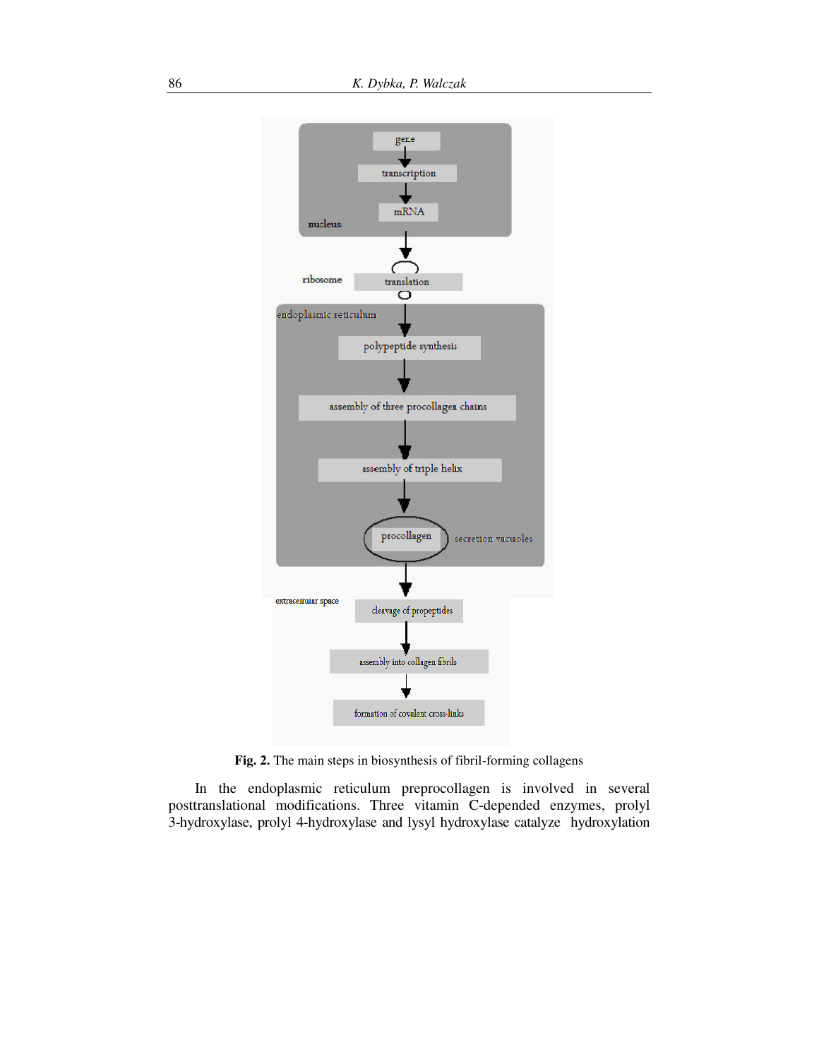**Fig. 2.** The main steps in biosynthesis of fibril-forming collagens

In the endoplasmic reticulum preprocollagen is involved in several posttranslational modifications. Three vitamin C-depended enzymes, prolyl 3-hydroxylase, prolyl 4-hydroxylase and lysyl hydroxylase catalyze hydroxylation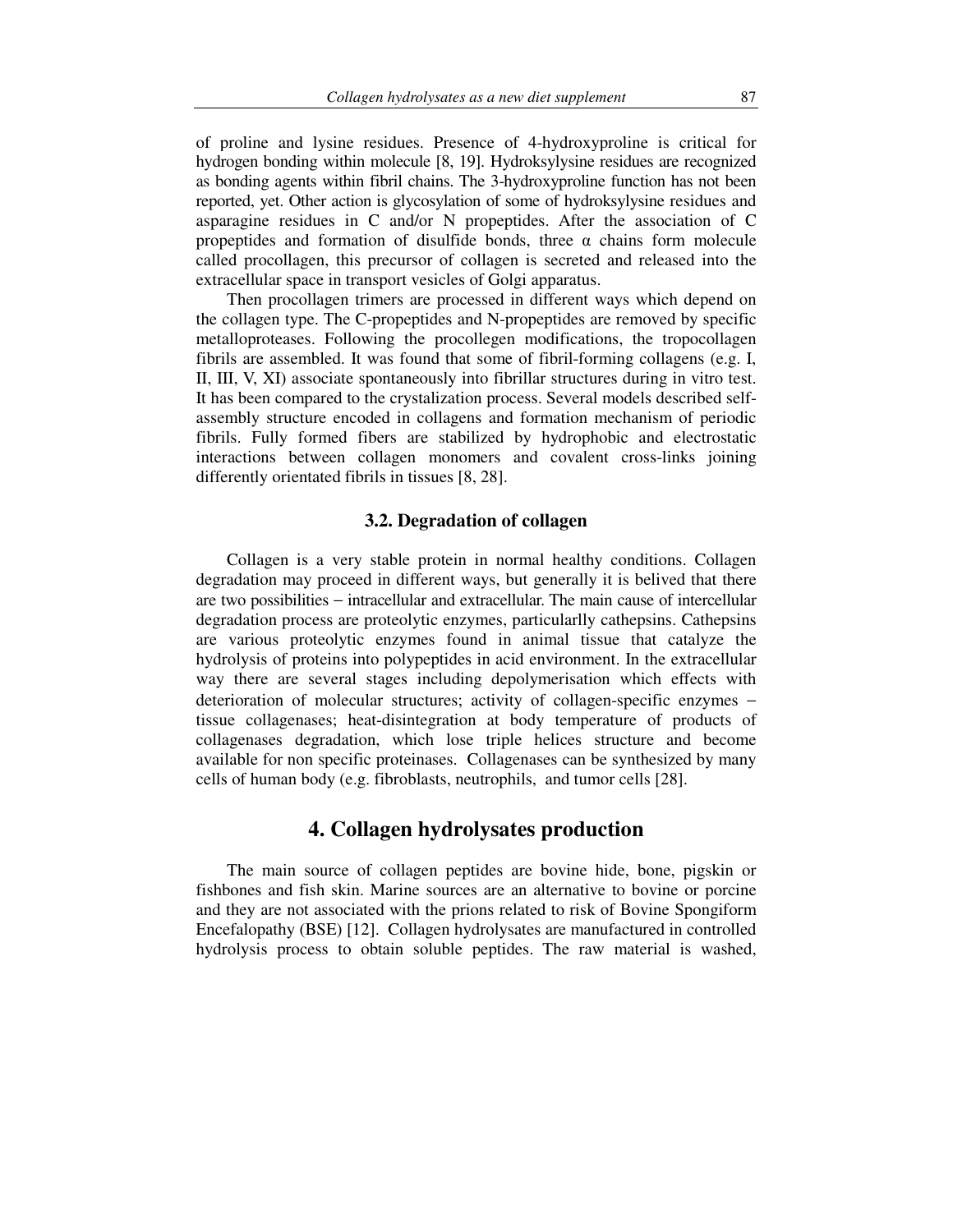of proline and lysine residues. Presence of 4-hydroxyproline is critical for hydrogen bonding within molecule [8, 19]. Hydroksylysine residues are recognized as bonding agents within fibril chains. The 3-hydroxyproline function has not been reported, yet. Other action is glycosylation of some of hydroksylysine residues and asparagine residues in C and/or N propeptides. After the association of C propeptides and formation of disulfide bonds, three α chains form molecule called procollagen, this precursor of collagen is secreted and released into the extracellular space in transport vesicles of Golgi apparatus.

Then procollagen trimers are processed in different ways which depend on the collagen type. The C-propeptides and N-propeptides are removed by specific metalloproteases. Following the procollegen modifications, the tropocollagen fibrils are assembled. It was found that some of fibril-forming collagens (e.g. I, II, III, V, XI) associate spontaneously into fibrillar structures during in vitro test. It has been compared to the crystalization process. Several models described self-assembly structure encoded in collagens and formation mechanism of periodic fibrils. Fully formed fibers are stabilized by hydrophobic and electrostatic interactions between collagen monomers and covalent cross-links joining differently orientated fibrils in tissues [8, 28].

### 3.2. Degradation of collagen

Collagen is a very stable protein in normal healthy conditions. Collagen degradation may proceed in different ways, but generally it is belived that there are two possibilities − intracellular and extracellular. The main cause of intercellular degradation process are proteolytic enzymes, particularlly cathepsins. Cathepsins are various proteolytic enzymes found in animal tissue that catalyze the hydrolysis of proteins into polypeptides in acid environment. In the extracellular way there are several stages including depolymerisation which effects with deterioration of molecular structures; activity of collagen-specific enzymes − tissue collagenases; heat-disintegration at body temperature of products of collagenases degradation, which lose triple helices structure and become available for non specific proteinases. Collagenases can be synthesized by many cells of human body (e.g. fibroblasts, neutrophils, and tumor cells [28].

## 4. Collagen hydrolysates production

The main source of collagen peptides are bovine hide, bone, pigskin or fishbones and fish skin. Marine sources are an alternative to bovine or porcine and they are not associated with the prions related to risk of Bovine Spongiform Encefalopathy (BSE) [12]. Collagen hydrolysates are manufactured in controlled hydrolysis process to obtain soluble peptides. The raw material is washed,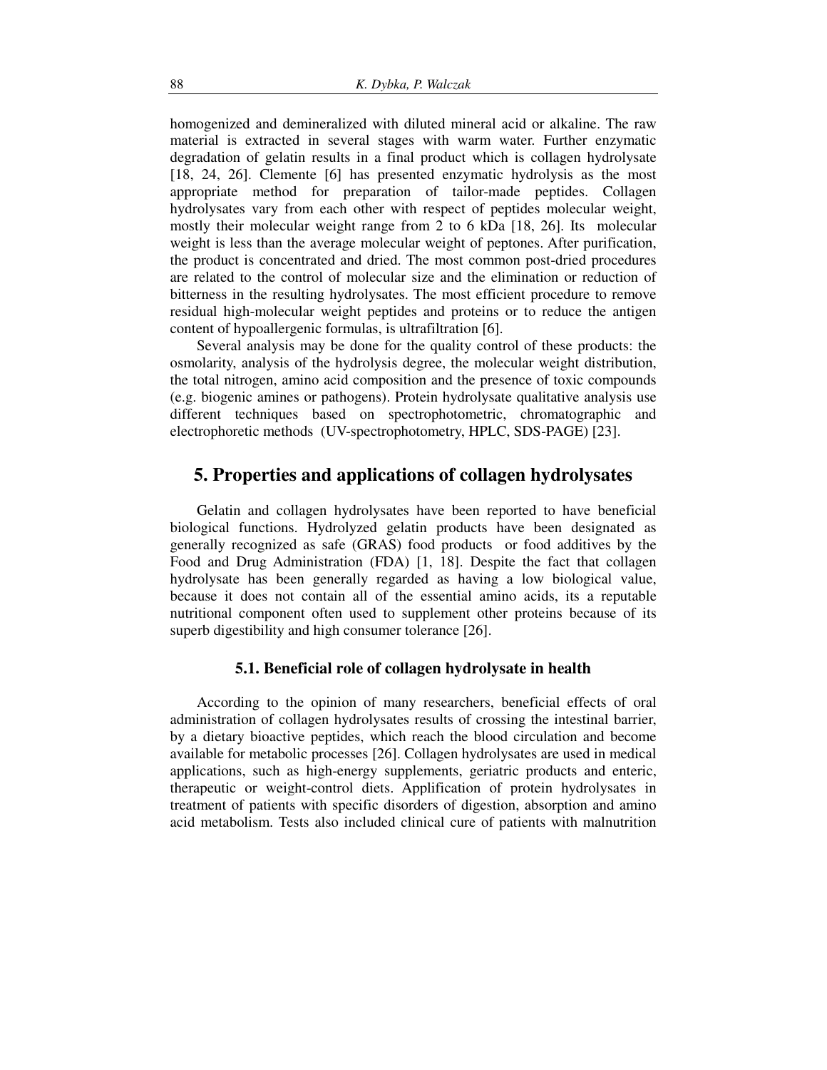homogenized and demineralized with diluted mineral acid or alkaline. The raw material is extracted in several stages with warm water. Further enzymatic degradation of gelatin results in a final product which is collagen hydrolysate [18, 24, 26]. Clemente [6] has presented enzymatic hydrolysis as the most appropriate method for preparation of tailor-made peptides. Collagen hydrolysates vary from each other with respect of peptides molecular weight, mostly their molecular weight range from 2 to 6 kDa [18, 26]. Its molecular weight is less than the average molecular weight of peptones. After purification, the product is concentrated and dried. The most common post-dried procedures are related to the control of molecular size and the elimination or reduction of bitterness in the resulting hydrolysates. The most efficient procedure to remove residual high-molecular weight peptides and proteins or to reduce the antigen content of hypoallergenic formulas, is ultrafiltration [6].

Several analysis may be done for the quality control of these products: the osmolarity, analysis of the hydrolysis degree, the molecular weight distribution, the total nitrogen, amino acid composition and the presence of toxic compounds (e.g. biogenic amines or pathogens). Protein hydrolysate qualitative analysis use different techniques based on spectrophotometric, chromatographic and electrophoretic methods (UV-spectrophotometry, HPLC, SDS-PAGE) [23].

## 5. Properties and applications of collagen hydrolysates

Gelatin and collagen hydrolysates have been reported to have beneficial biological functions. Hydrolyzed gelatin products have been designated as generally recognized as safe (GRAS) food products or food additives by the Food and Drug Administration (FDA) [1, 18]. Despite the fact that collagen hydrolysate has been generally regarded as having a low biological value, because it does not contain all of the essential amino acids, its a reputable nutritional component often used to supplement other proteins because of its superb digestibility and high consumer tolerance [26].

### 5.1. Beneficial role of collagen hydrolysate in health

According to the opinion of many researchers, beneficial effects of oral administration of collagen hydrolysates results of crossing the intestinal barrier, by a dietary bioactive peptides, which reach the blood circulation and become available for metabolic processes [26]. Collagen hydrolysates are used in medical applications, such as high-energy supplements, geriatric products and enteric, therapeutic or weight-control diets. Applification of protein hydrolysates in treatment of patients with specific disorders of digestion, absorption and amino acid metabolism. Tests also included clinical cure of patients with malnutrition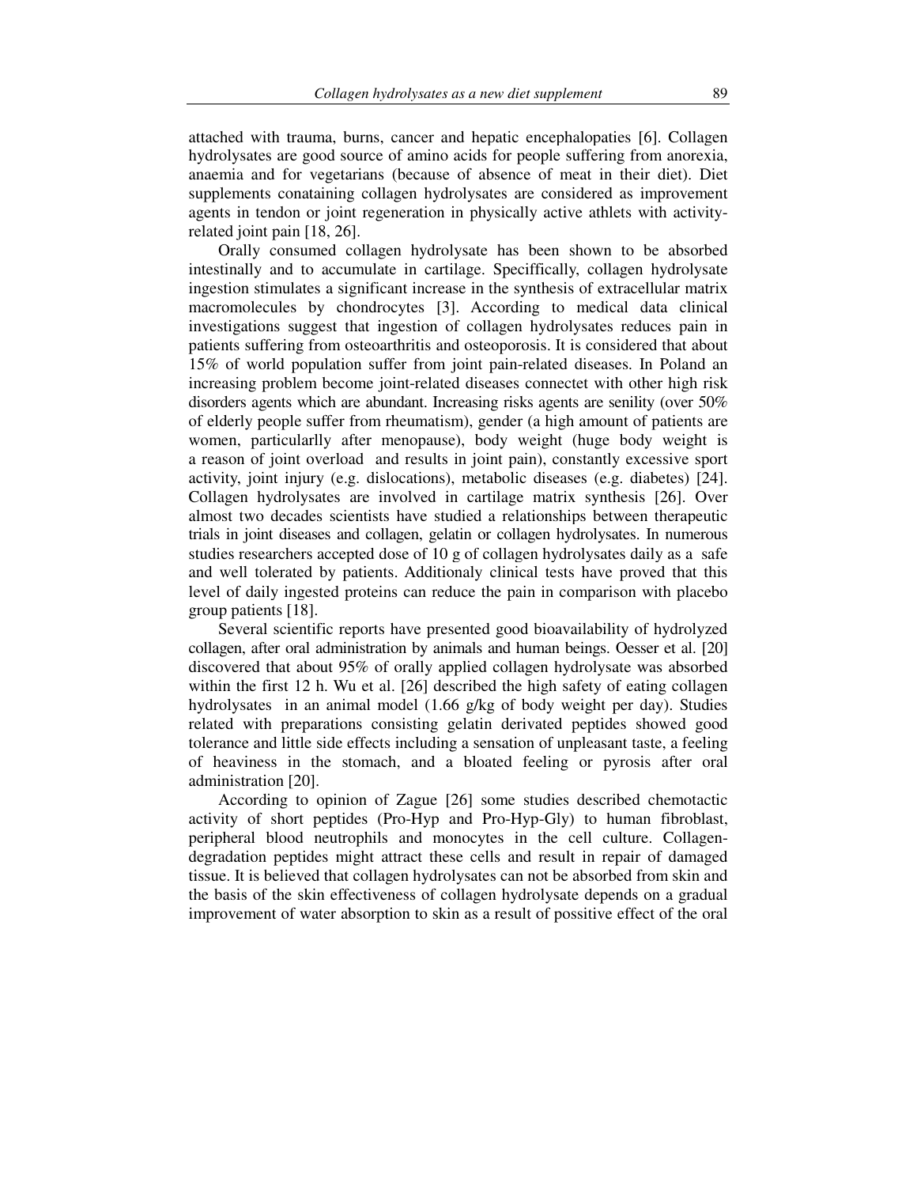attached with trauma, burns, cancer and hepatic encephalopaties [6]. Collagen hydrolysates are good source of amino acids for people suffering from anorexia, anaemia and for vegetarians (because of absence of meat in their diet). Diet supplements conataining collagen hydrolysates are considered as improvement agents in tendon or joint regeneration in physically active athlets with activity-related joint pain [18, 26].

Orally consumed collagen hydrolysate has been shown to be absorbed intestinally and to accumulate in cartilage. Speciffically, collagen hydrolysate ingestion stimulates a significant increase in the synthesis of extracellular matrix macromolecules by chondrocytes [3]. According to medical data clinical investigations suggest that ingestion of collagen hydrolysates reduces pain in patients suffering from osteoarthritis and osteoporosis. It is considered that about 15% of world population suffer from joint pain-related diseases. In Poland an increasing problem become joint-related diseases connectet with other high risk disorders agents which are abundant. Increasing risks agents are senility (over 50% of elderly people suffer from rheumatism), gender (a high amount of patients are women, particularlly after menopause), body weight (huge body weight is a reason of joint overload and results in joint pain), constantly excessive sport activity, joint injury (e.g. dislocations), metabolic diseases (e.g. diabetes) [24]. Collagen hydrolysates are involved in cartilage matrix synthesis [26]. Over almost two decades scientists have studied a relationships between therapeutic trials in joint diseases and collagen, gelatin or collagen hydrolysates. In numerous studies researchers accepted dose of 10 g of collagen hydrolysates daily as a safe and well tolerated by patients. Additionaly clinical tests have proved that this level of daily ingested proteins can reduce the pain in comparison with placebo group patients [18].

Several scientific reports have presented good bioavailability of hydrolyzed collagen, after oral administration by animals and human beings. Oesser et al. [20] discovered that about 95% of orally applied collagen hydrolysate was absorbed within the first 12 h. Wu et al. [26] described the high safety of eating collagen hydrolysates in an animal model (1.66 g/kg of body weight per day). Studies related with preparations consisting gelatin derivated peptides showed good tolerance and little side effects including a sensation of unpleasant taste, a feeling of heaviness in the stomach, and a bloated feeling or pyrosis after oral administration [20].

According to opinion of Zague [26] some studies described chemotactic activity of short peptides (Pro-Hyp and Pro-Hyp-Gly) to human fibroblast, peripheral blood neutrophils and monocytes in the cell culture. Collagen-degradation peptides might attract these cells and result in repair of damaged tissue. It is believed that collagen hydrolysates can not be absorbed from skin and the basis of the skin effectiveness of collagen hydrolysate depends on a gradual improvement of water absorption to skin as a result of possitive effect of the oral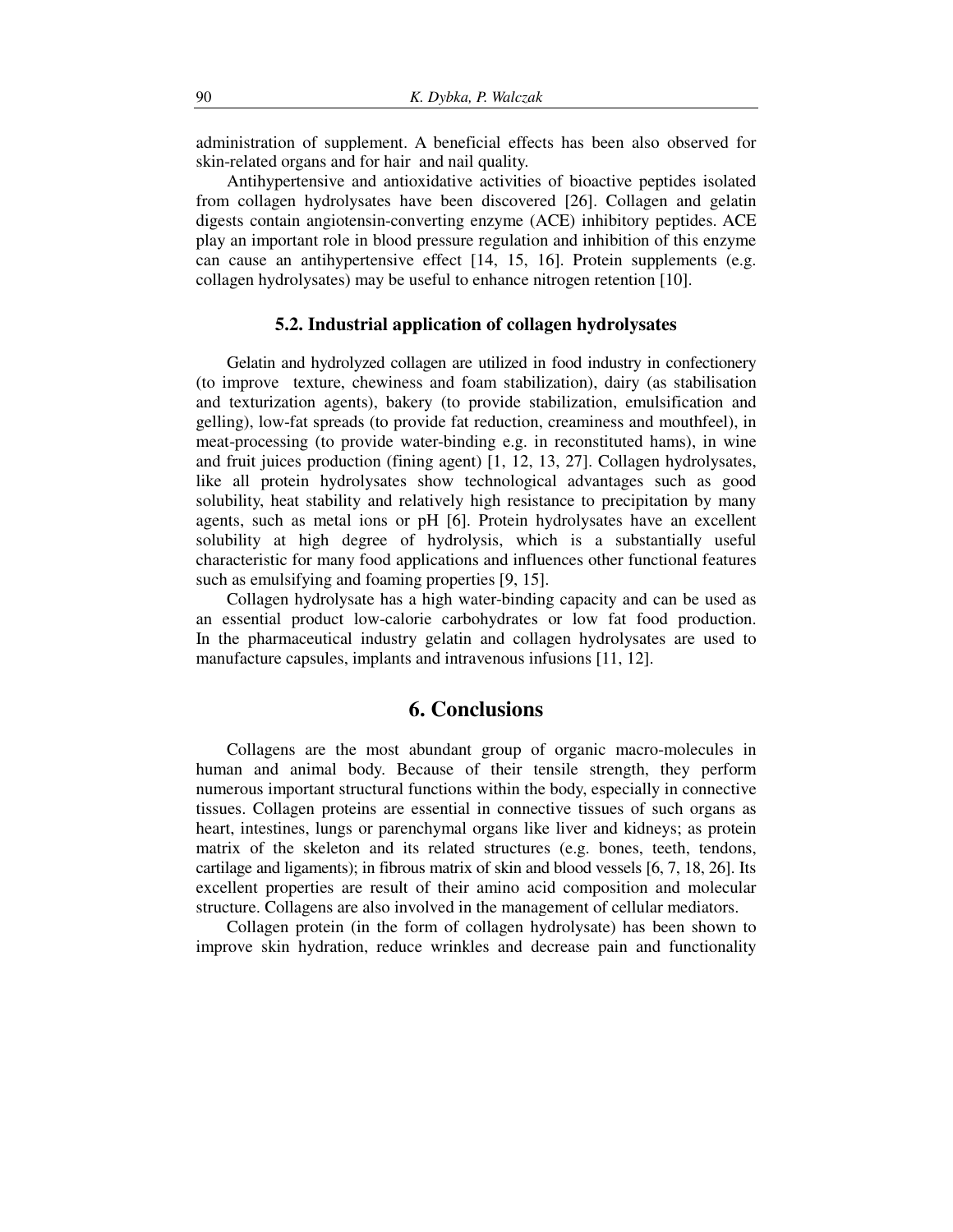administration of supplement. A beneficial effects has been also observed for skin-related organs and for hair and nail quality.

Antihypertensive and antioxidative activities of bioactive peptides isolated from collagen hydrolysates have been discovered [26]. Collagen and gelatin digests contain angiotensin-converting enzyme (ACE) inhibitory peptides. ACE play an important role in blood pressure regulation and inhibition of this enzyme can cause an antihypertensive effect [14, 15, 16]. Protein supplements (e.g. collagen hydrolysates) may be useful to enhance nitrogen retention [10].

### 5.2. Industrial application of collagen hydrolysates

Gelatin and hydrolyzed collagen are utilized in food industry in confectionery (to improve texture, chewiness and foam stabilization), dairy (as stabilisation and texturization agents), bakery (to provide stabilization, emulsification and gelling), low-fat spreads (to provide fat reduction, creaminess and mouthfeel), in meat-processing (to provide water-binding e.g. in reconstituted hams), in wine and fruit juices production (fining agent) [1, 12, 13, 27]. Collagen hydrolysates, like all protein hydrolysates show technological advantages such as good solubility, heat stability and relatively high resistance to precipitation by many agents, such as metal ions or pH [6]. Protein hydrolysates have an excellent solubility at high degree of hydrolysis, which is a substantially useful characteristic for many food applications and influences other functional features such as emulsifying and foaming properties [9, 15].

Collagen hydrolysate has a high water-binding capacity and can be used as an essential product low-calorie carbohydrates or low fat food production. In the pharmaceutical industry gelatin and collagen hydrolysates are used to manufacture capsules, implants and intravenous infusions [11, 12].

## 6. Conclusions

Collagens are the most abundant group of organic macro-molecules in human and animal body. Because of their tensile strength, they perform numerous important structural functions within the body, especially in connective tissues. Collagen proteins are essential in connective tissues of such organs as heart, intestines, lungs or parenchymal organs like liver and kidneys; as protein matrix of the skeleton and its related structures (e.g. bones, teeth, tendons, cartilage and ligaments); in fibrous matrix of skin and blood vessels [6, 7, 18, 26]. Its excellent properties are result of their amino acid composition and molecular structure. Collagens are also involved in the management of cellular mediators.

Collagen protein (in the form of collagen hydrolysate) has been shown to improve skin hydration, reduce wrinkles and decrease pain and functionality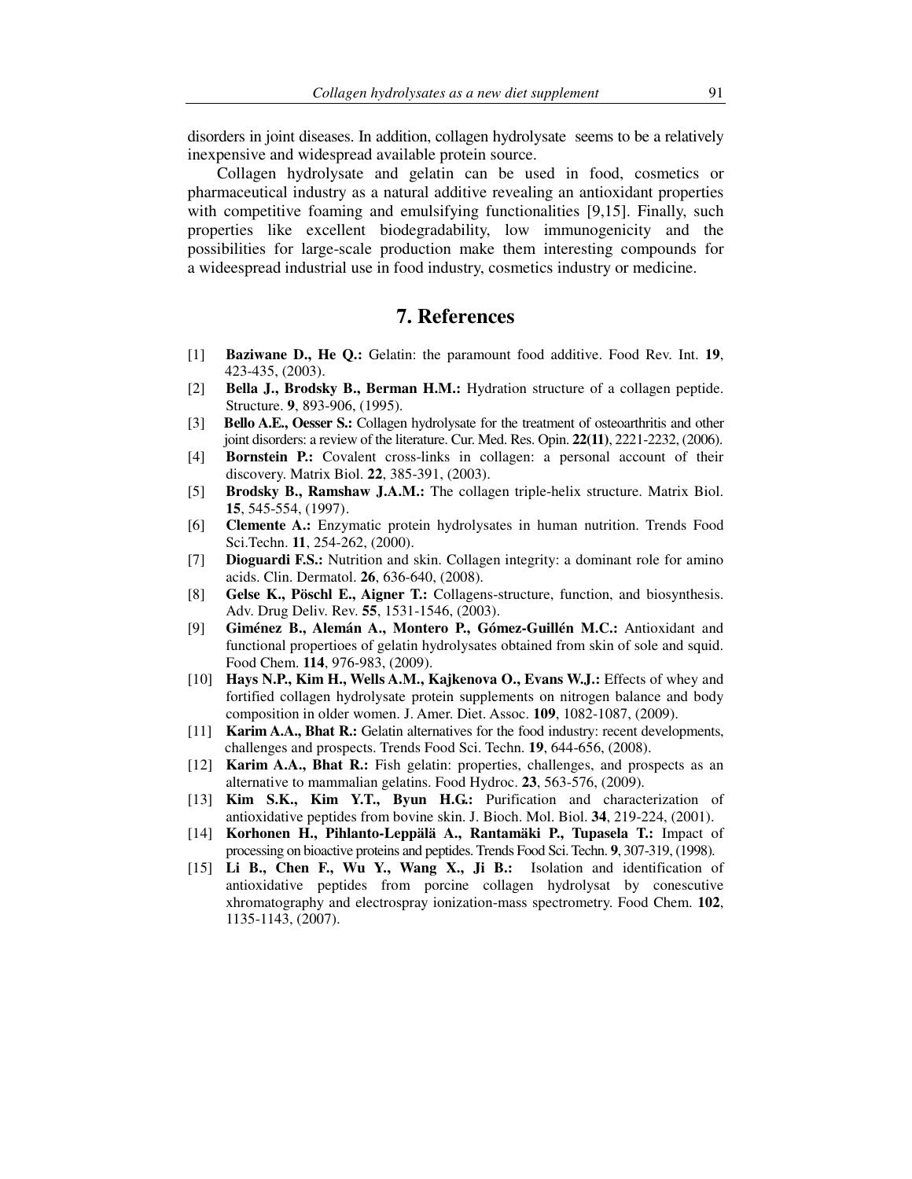disorders in joint diseases. In addition, collagen hydrolysate seems to be a relatively inexpensive and widespread available protein source.

Collagen hydrolysate and gelatin can be used in food, cosmetics or pharmaceutical industry as a natural additive revealing an antioxidant properties with competitive foaming and emulsifying functionalities [9,15]. Finally, such properties like excellent biodegradability, low immunogenicity and the possibilities for large-scale production make them interesting compounds for a wideespread industrial use in food industry, cosmetics industry or medicine.

## 7. References

[1] **Baziwane D., He Q.:** Gelatin: the paramount food additive. Food Rev. Int. **19**, 423-435, (2003).

[2] **Bella J., Brodsky B., Berman H.M.:** Hydration structure of a collagen peptide. Structure. **9**, 893-906, (1995).

[3] **Bello A.E., Oesser S.:** Collagen hydrolysate for the treatment of osteoarthritis and other joint disorders: a review of the literature. Cur. Med. Res. Opin. **22(11)**, 2221-2232, (2006).

[4] **Bornstein P.:** Covalent cross-links in collagen: a personal account of their discovery. Matrix Biol. **22**, 385-391, (2003).

[5] **Brodsky B., Ramshaw J.A.M.:** The collagen triple-helix structure. Matrix Biol. **15**, 545-554, (1997).

[6] **Clemente A.:** Enzymatic protein hydrolysates in human nutrition. Trends Food Sci.Techn. **11**, 254-262, (2000).

[7] **Dioguardi F.S.:** Nutrition and skin. Collagen integrity: a dominant role for amino acids. Clin. Dermatol. **26**, 636-640, (2008).

[8] **Gelse K., Pöschl E., Aigner T.:** Collagens-structure, function, and biosynthesis. Adv. Drug Deliv. Rev. **55**, 1531-1546, (2003).

[9] **Giménez B., Alemán A., Montero P., Gómez-Guillén M.C.:** Antioxidant and functional propertioes of gelatin hydrolysates obtained from skin of sole and squid. Food Chem. **114**, 976-983, (2009).

[10] **Hays N.P., Kim H., Wells A.M., Kajkenova O., Evans W.J.:** Effects of whey and fortified collagen hydrolysate protein supplements on nitrogen balance and body composition in older women. J. Amer. Diet. Assoc. **109**, 1082-1087, (2009).

[11] **Karim A.A., Bhat R.:** Gelatin alternatives for the food industry: recent developments, challenges and prospects. Trends Food Sci. Techn. **19**, 644-656, (2008).

[12] **Karim A.A., Bhat R.:** Fish gelatin: properties, challenges, and prospects as an alternative to mammalian gelatins. Food Hydroc. **23**, 563-576, (2009).

[13] **Kim S.K., Kim Y.T., Byun H.G.:** Purification and characterization of antioxidative peptides from bovine skin. J. Bioch. Mol. Biol. **34**, 219-224, (2001).

[14] **Korhonen H., Pihlanto-Leppälä A., Rantamäki P., Tupasela T.:** Impact of processing on bioactive proteins and peptides. Trends Food Sci. Techn. **9**, 307-319, (1998).

[15] **Li B., Chen F., Wu Y., Wang X., Ji B.:** Isolation and identification of antioxidative peptides from porcine collagen hydrolysat by conescutive xhromatography and electrospray ionization-mass spectrometry. Food Chem. **102**, 1135-1143, (2007).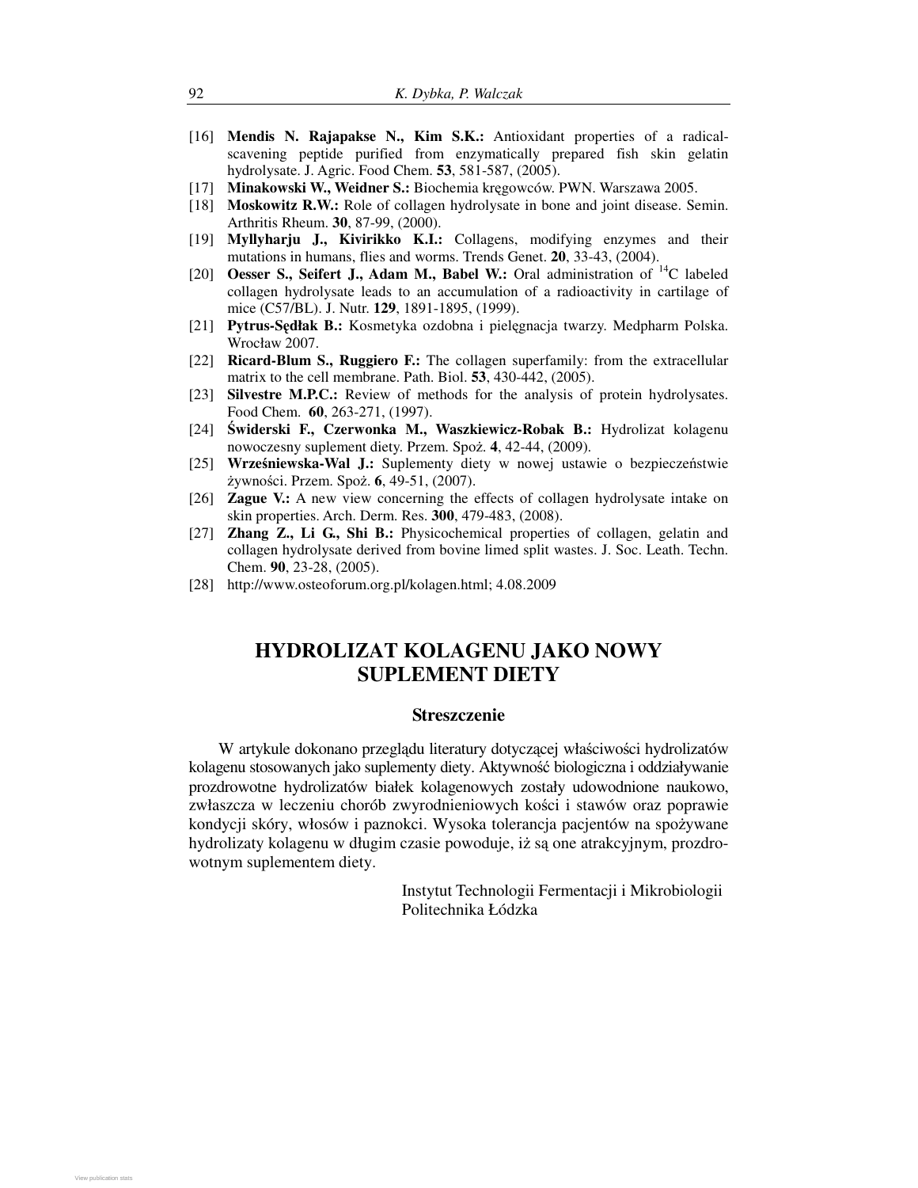[16] **Mendis N. Rajapakse N., Kim S.K.:** Antioxidant properties of a radical-scavening peptide purified from enzymatically prepared fish skin gelatin hydrolysate. J. Agric. Food Chem. **53**, 581-587, (2005).

[17] **Minakowski W., Weidner S.:** Biochemia kręgowców. PWN. Warszawa 2005.

[18] **Moskowitz R.W.:** Role of collagen hydrolysate in bone and joint disease. Semin. Arthritis Rheum. **30**, 87-99, (2000).

[19] **Myllyharju J., Kivirikko K.I.:** Collagens, modifying enzymes and their mutations in humans, flies and worms. Trends Genet. **20**, 33-43, (2004).

[20] **Oesser S., Seifert J., Adam M., Babel W.:** Oral administration of $^{14}C$ labeled collagen hydrolysate leads to an accumulation of a radioactivity in cartilage of mice (C57/BL). J. Nutr. **129**, 1891-1895, (1999).

[21] **Pytrus-Sędłak B.:** Kosmetyka ozdobna i pielęgnacja twarzy. Medpharm Polska. Wrocław 2007.

[22] **Ricard-Blum S., Ruggiero F.:** The collagen superfamily: from the extracellular matrix to the cell membrane. Path. Biol. **53**, 430-442, (2005).

[23] **Silvestre M.P.C.:** Review of methods for the analysis of protein hydrolysates. Food Chem. **60**, 263-271, (1997).

[24] **Świderski F., Czerwonka M., Waszkiewicz-Robak B.:** Hydrolizat kolagenu nowoczesny suplement diety. Przem. Spoż. **4**, 42-44, (2009).

[25] **Wrześniewska-Wal J.:** Suplementy diety w nowej ustawie o bezpieczeństwie żywności. Przem. Spoż. **6**, 49-51, (2007).

[26] **Zague V.:** A new view concerning the effects of collagen hydrolysate intake on skin properties. Arch. Derm. Res. **300**, 479-483, (2008).

[27] **Zhang Z., Li G., Shi B.:** Physicochemical properties of collagen, gelatin and collagen hydrolysate derived from bovine limed split wastes. J. Soc. Leath. Techn. Chem. **90**, 23-28, (2005).

[28] http://www.osteoforum.org.pl/kolagen.html; 4.08.2009

# HYDROLIZAT KOLAGENU JAKO NOWY SUPLEMENT DIETY

## Streszczenie

W artykule dokonano przeglądu literatury dotyczącej właściwości hydrolizatów kolagenu stosowanych jako suplementy diety. Aktywność biologiczna i oddziaływanie prozdrowotne hydrolizatów białek kolagenowych zostały udowodnione naukowo, zwłaszcza w leczeniu chorób zwyrodnieniowych kości i stawów oraz poprawie kondycji skóry, włosów i paznokci. Wysoka tolerancja pacjentów na spożywane hydrolizaty kolagenu w długim czasie powoduje, iż są one atrakcyjnym, prozdrowotnym suplementem diety.

Instytut Technologii Fermentacji i Mikrobiologii
Politechnika Łódzka